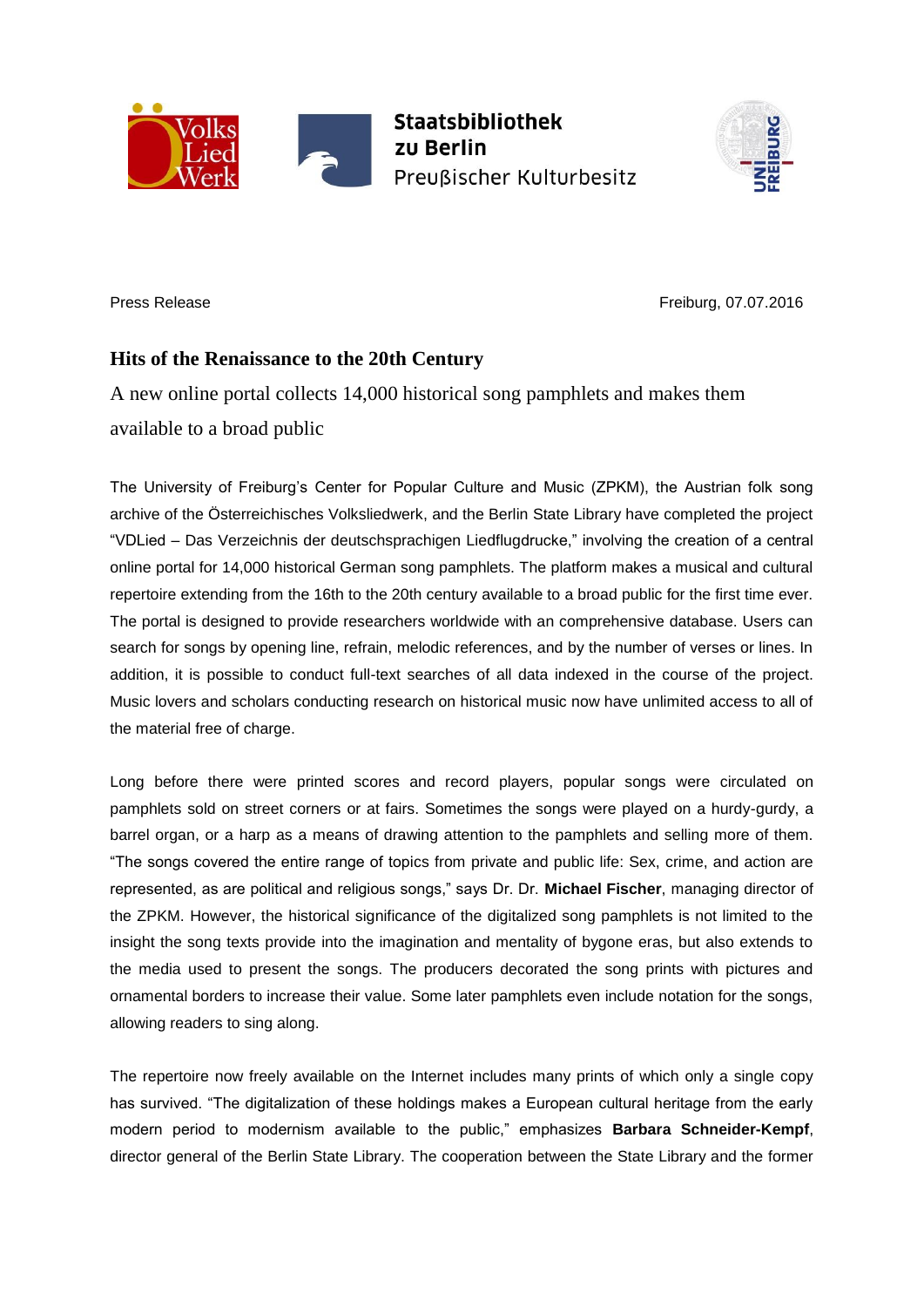Staatsbibliothek zu Berlin
Preußischer Kulturbesitz

Press Release

Freiburg, 07.07.2016

# Hits of the Renaissance to the 20th Century

## A new online portal collects 14,000 historical song pamphlets and makes them available to a broad public

The University of Freiburg's Center for Popular Culture and Music (ZPKM), the Austrian folk song archive of the Österreichisches Volksliedwerk, and the Berlin State Library have completed the project "VDLied – Das Verzeichnis der deutschsprachigen Liedflugdrucke," involving the creation of a central online portal for 14,000 historical German song pamphlets. The platform makes a musical and cultural repertoire extending from the 16th to the 20th century available to a broad public for the first time ever. The portal is designed to provide researchers worldwide with an comprehensive database. Users can search for songs by opening line, refrain, melodic references, and by the number of verses or lines. In addition, it is possible to conduct full-text searches of all data indexed in the course of the project. Music lovers and scholars conducting research on historical music now have unlimited access to all of the material free of charge.

Long before there were printed scores and record players, popular songs were circulated on pamphlets sold on street corners or at fairs. Sometimes the songs were played on a hurdy-gurdy, a barrel organ, or a harp as a means of drawing attention to the pamphlets and selling more of them. "The songs covered the entire range of topics from private and public life: Sex, crime, and action are represented, as are political and religious songs," says Dr. Dr. **Michael Fischer**, managing director of the ZPKM. However, the historical significance of the digitalized song pamphlets is not limited to the insight the song texts provide into the imagination and mentality of bygone eras, but also extends to the media used to present the songs. The producers decorated the song prints with pictures and ornamental borders to increase their value. Some later pamphlets even include notation for the songs, allowing readers to sing along.

The repertoire now freely available on the Internet includes many prints of which only a single copy has survived. "The digitalization of these holdings makes a European cultural heritage from the early modern period to modernism available to the public," emphasizes **Barbara Schneider-Kempf**, director general of the Berlin State Library. The cooperation between the State Library and the former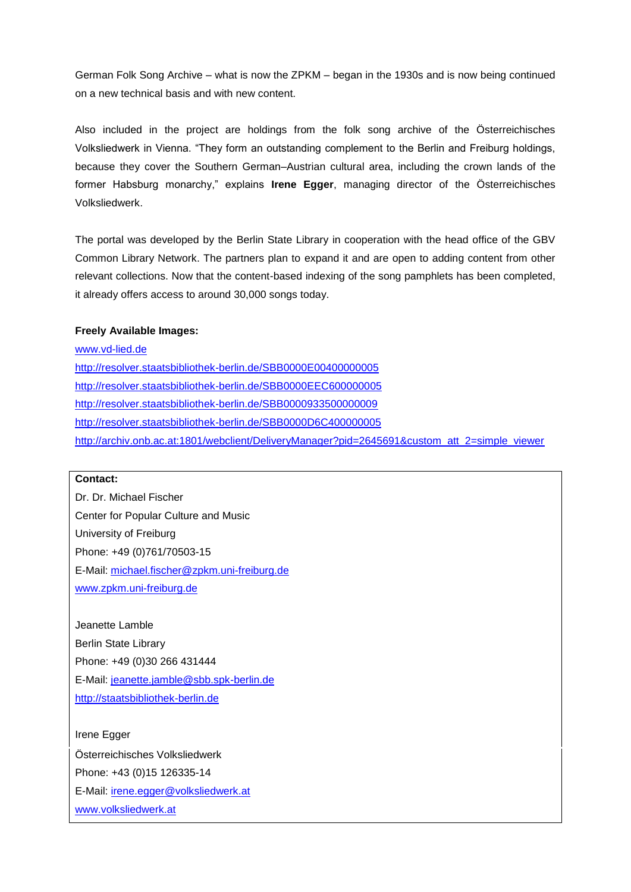German Folk Song Archive – what is now the ZPKM – began in the 1930s and is now being continued on a new technical basis and with new content.

Also included in the project are holdings from the folk song archive of the Österreichisches Volksliedwerk in Vienna. “They form an outstanding complement to the Berlin and Freiburg holdings, because they cover the Southern German–Austrian cultural area, including the crown lands of the former Habsburg monarchy,” explains **Irene Egger**, managing director of the Österreichisches Volksliedwerk.

The portal was developed by the Berlin State Library in cooperation with the head office of the GBV Common Library Network. The partners plan to expand it and are open to adding content from other relevant collections. Now that the content-based indexing of the song pamphlets has been completed, it already offers access to around 30,000 songs today.

**Freely Available Images:**

www.vd-lied.de
http://resolver.staatsbibliothek-berlin.de/SBB0000E00400000005
http://resolver.staatsbibliothek-berlin.de/SBB0000EEC600000005
http://resolver.staatsbibliothek-berlin.de/SBB0000933500000009
http://resolver.staatsbibliothek-berlin.de/SBB0000D6C400000005
http://archiv.onb.ac.at:1801/webclient/DeliveryManager?pid=2645691&custom_att_2=simple_viewer

**Contact:**

Dr. Dr. Michael Fischer
Center for Popular Culture and Music
University of Freiburg
Phone: +49 (0)761/70503-15
E-Mail: michael.fischer@zpkm.uni-freiburg.de
www.zpkm.uni-freiburg.de

Jeanette Lamble
Berlin State Library
Phone: +49 (0)30 266 431444
E-Mail: jeanette.lamble@sbb.spk-berlin.de
http://staatsbibliothek-berlin.de

Irene Egger
Österreichisches Volksliedwerk
Phone: +43 (0)15 126335-14
E-Mail: irene.egger@volksliedwerk.at
www.volksliedwerk.at